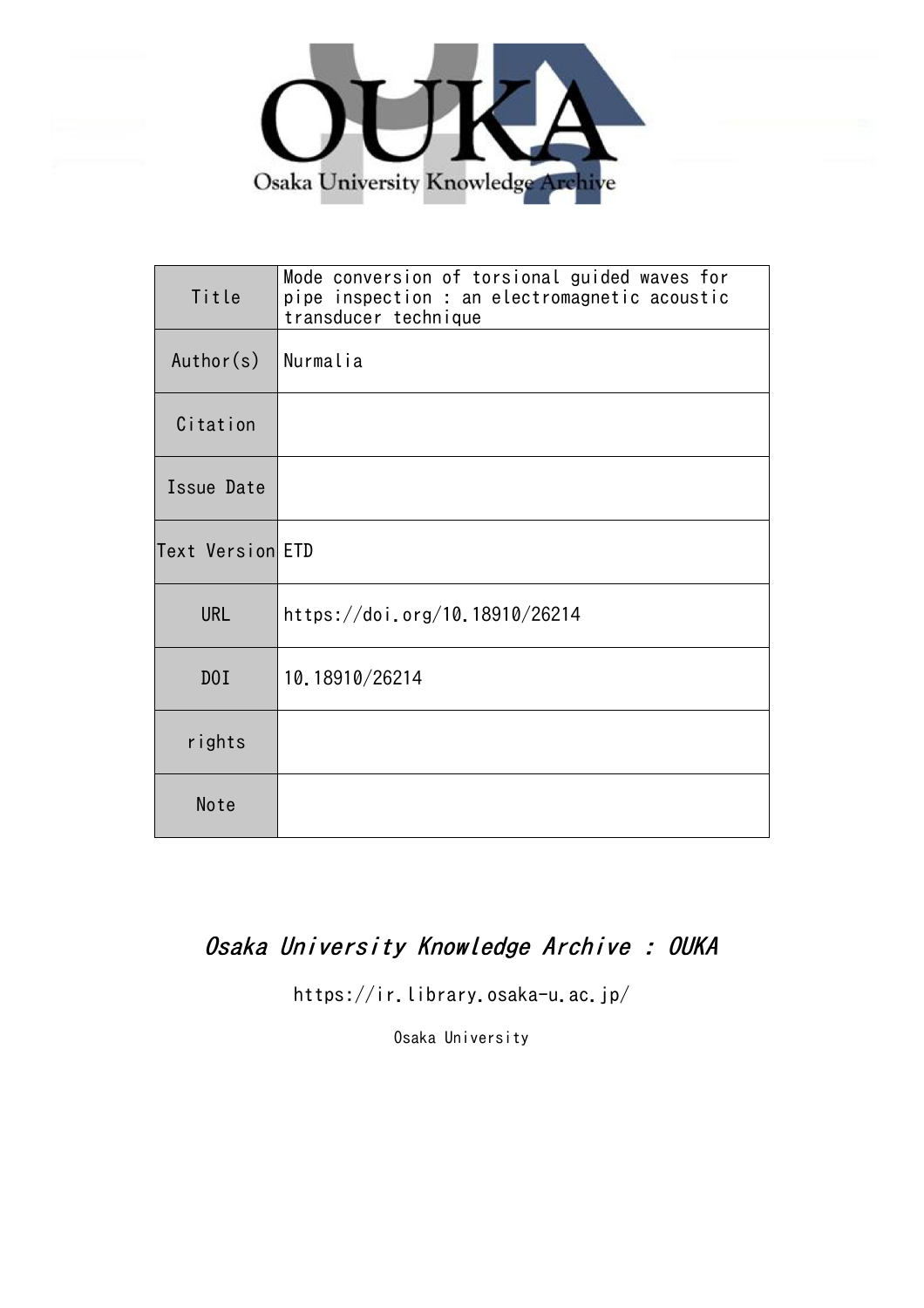OUKA

Osaka University Knowledge Archive

| Title | Mode conversion of torsional guided waves for pipe inspection : an electromagnetic acoustic transducer technique |
| --- | --- |
| Author(s) | Nurmalia |
| Citation | |
| Issue Date | |
| Text Version | ETD |
| URL | https://doi.org/10.18910/26214 |
| DOI | 10.18910/26214 |
| rights | |
| Note | |

*Osaka University Knowledge Archive : OUKA*

https://ir.library.osaka-u.ac.jp/

Osaka University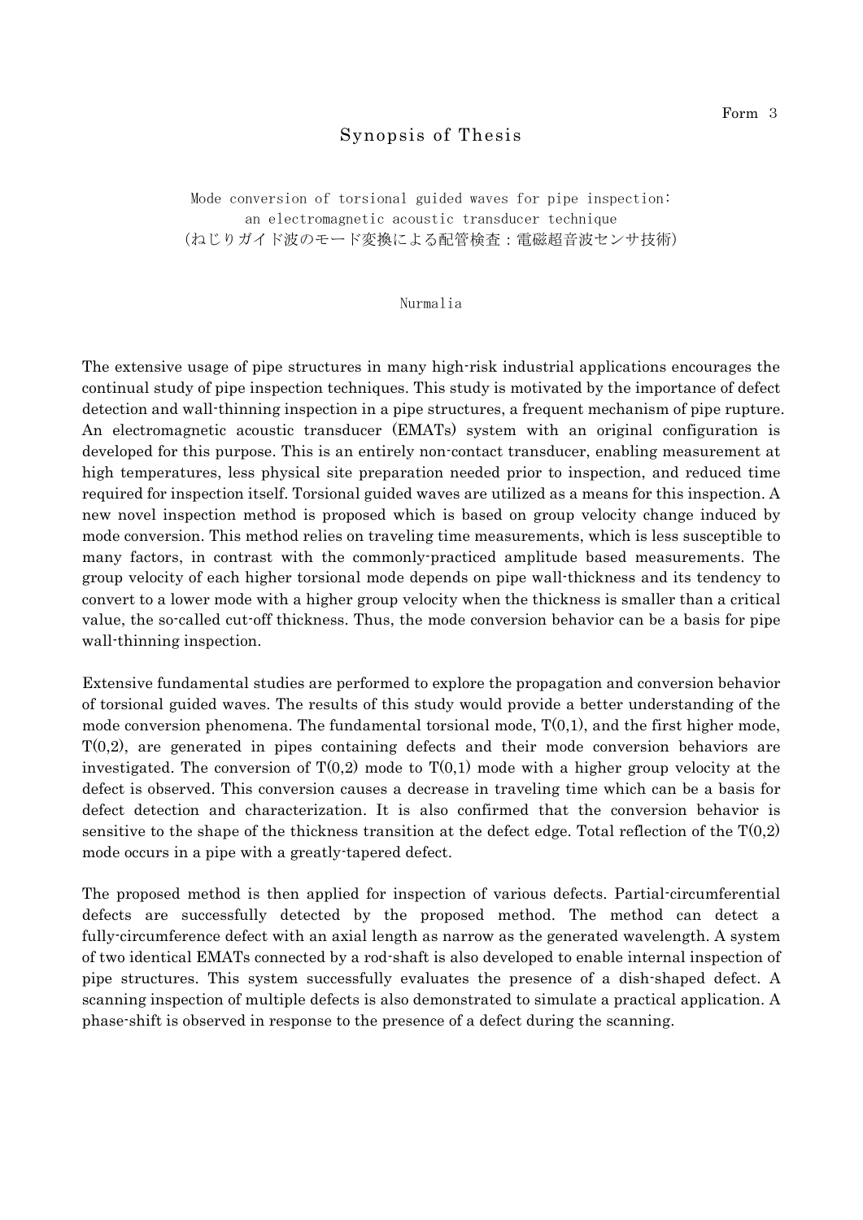Form 3

# Synopsis of Thesis

Mode conversion of torsional guided waves for pipe inspection: an electromagnetic acoustic transducer technique
(ねじりガイド波のモード変換による配管検査：電磁超音波センサ技術)

Nurmalia

The extensive usage of pipe structures in many high-risk industrial applications encourages the continual study of pipe inspection techniques. This study is motivated by the importance of defect detection and wall-thinning inspection in a pipe structures, a frequent mechanism of pipe rupture. An electromagnetic acoustic transducer (EMATs) system with an original configuration is developed for this purpose. This is an entirely non-contact transducer, enabling measurement at high temperatures, less physical site preparation needed prior to inspection, and reduced time required for inspection itself. Torsional guided waves are utilized as a means for this inspection. A new novel inspection method is proposed which is based on group velocity change induced by mode conversion. This method relies on traveling time measurements, which is less susceptible to many factors, in contrast with the commonly-practiced amplitude based measurements. The group velocity of each higher torsional mode depends on pipe wall-thickness and its tendency to convert to a lower mode with a higher group velocity when the thickness is smaller than a critical value, the so-called cut-off thickness. Thus, the mode conversion behavior can be a basis for pipe wall-thinning inspection.

Extensive fundamental studies are performed to explore the propagation and conversion behavior of torsional guided waves. The results of this study would provide a better understanding of the mode conversion phenomena. The fundamental torsional mode, T(0,1), and the first higher mode, T(0,2), are generated in pipes containing defects and their mode conversion behaviors are investigated. The conversion of T(0,2) mode to T(0,1) mode with a higher group velocity at the defect is observed. This conversion causes a decrease in traveling time which can be a basis for defect detection and characterization. It is also confirmed that the conversion behavior is sensitive to the shape of the thickness transition at the defect edge. Total reflection of the T(0,2) mode occurs in a pipe with a greatly-tapered defect.

The proposed method is then applied for inspection of various defects. Partial-circumferential defects are successfully detected by the proposed method. The method can detect a fully-circumference defect with an axial length as narrow as the generated wavelength. A system of two identical EMATs connected by a rod-shaft is also developed to enable internal inspection of pipe structures. This system successfully evaluates the presence of a dish-shaped defect. A scanning inspection of multiple defects is also demonstrated to simulate a practical application. A phase-shift is observed in response to the presence of a defect during the scanning.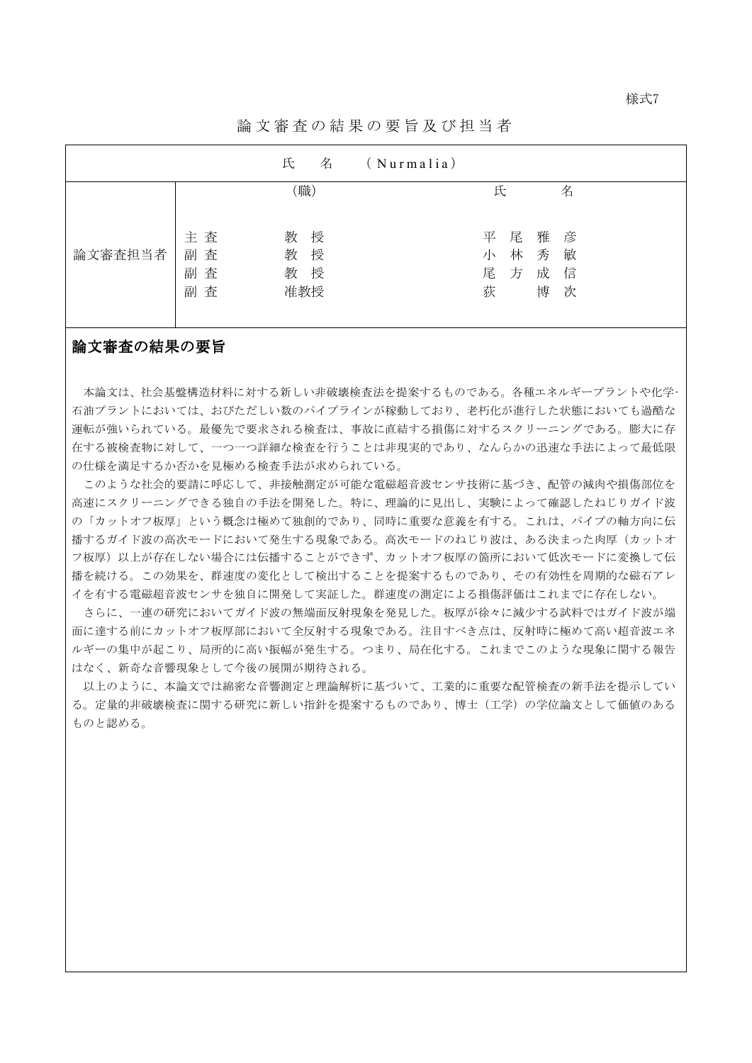様式7

# 論文審査の結果の要旨及び担当者

| 氏　名 | （Nurmalia） | | |
|---|---|---|---|
| | | （職） | 氏　名 |
| 論文審査担当者 | 主 査 | 教 授 | 平 尾 雅 彦 |
| | 副 査 | 教 授 | 小 林 秀 敏 |
| | 副 査 | 教 授 | 尾 方 成 信 |
| | 副 査 | 准教授 | 荻　博 次 |

## 論文審査の結果の要旨

本論文は、社会基盤構造材料に対する新しい非破壊検査法を提案するものである。各種エネルギープラントや化学･石油プラントにおいては、おびただしい数のパイプラインが稼動しており、老朽化が進行した状態においても過酷な運転が強いられている。最優先で要求される検査は、事故に直結する損傷に対するスクリーニングである。膨大に存在する被検査物に対して、一つ一つ詳細な検査を行うことは非現実的であり、なんらかの迅速な手法によって最低限の仕様を満足するか否かを見極める検査手法が求められている。

このような社会的要請に呼応して、非接触測定が可能な電磁超音波センサ技術に基づき、配管の減肉や損傷部位を高速にスクリーニングできる独自の手法を開発した。特に、理論的に見出し、実験によって確認したねじりガイド波の「カットオフ板厚」という概念は極めて独創的であり、同時に重要な意義を有する。これは、パイプの軸方向に伝播するガイド波の高次モードにおいて発生する現象である。高次モードのねじり波は、ある決まった肉厚（カットオフ板厚）以上が存在しない場合には伝播することができず、カットオフ板厚の箇所において低次モードに変換して伝播を続ける。この効果を、群速度の変化として検出することを提案するものであり、その有効性を周期的な磁石アレイを有する電磁超音波センサを独自に開発して実証した。群速度の測定による損傷評価はこれまでに存在しない。

さらに、一連の研究においてガイド波の無端面反射現象を発見した。板厚が徐々に減少する試料ではガイド波が端面に達する前にカットオフ板厚部において全反射する現象である。注目すべき点は、反射時に極めて高い超音波エネルギーの集中が起こり、局所的に高い振幅が発生する。つまり、局在化する。これまでこのような現象に関する報告はなく、新奇な音響現象として今後の展開が期待される。

以上のように、本論文では綿密な音響測定と理論解析に基づいて、工業的に重要な配管検査の新手法を提示している。定量的非破壊検査に関する研究に新しい指針を提案するものであり、博士（工学）の学位論文として価値のあるものと認める。